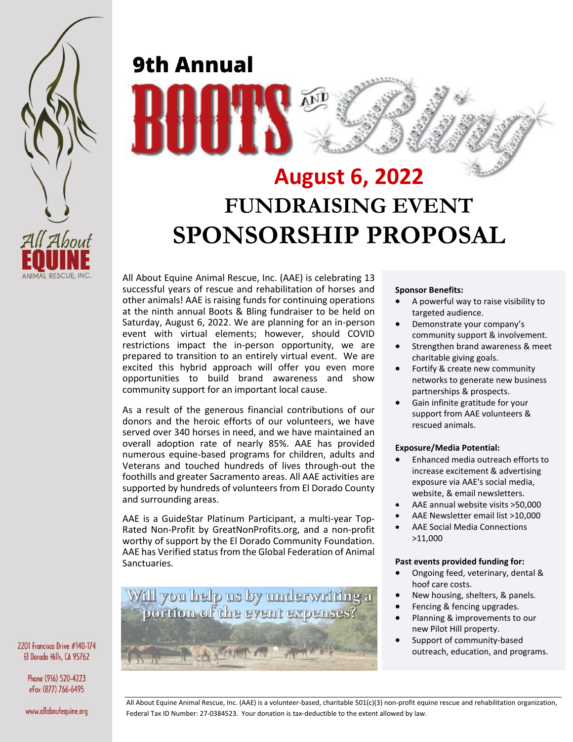All About
EQUINE
ANIMAL RESCUE, INC.

# 9th Annual

# BOOTS AND Bling

## August 6, 2022

## FUNDRAISING EVENT SPONSORSHIP PROPOSAL

All About Equine Animal Rescue, Inc. (AAE) is celebrating 13 successful years of rescue and rehabilitation of horses and other animals! AAE is raising funds for continuing operations at the ninth annual Boots & Bling fundraiser to be held on Saturday, August 6, 2022. We are planning for an in-person event with virtual elements; however, should COVID restrictions impact the in-person opportunity, we are prepared to transition to an entirely virtual event. We are excited this hybrid approach will offer you even more opportunities to build brand awareness and show community support for an important local cause.

As a result of the generous financial contributions of our donors and the heroic efforts of our volunteers, we have served over 340 horses in need, and we have maintained an overall adoption rate of nearly 85%. AAE has provided numerous equine-based programs for children, adults and Veterans and touched hundreds of lives through-out the foothills and greater Sacramento areas. All AAE activities are supported by hundreds of volunteers from El Dorado County and surrounding areas.

AAE is a GuideStar Platinum Participant, a multi-year Top-Rated Non-Profit by GreatNonProfits.org, and a non-profit worthy of support by the El Dorado Community Foundation. AAE has Verified status from the Global Federation of Animal Sanctuaries.

**Will you help us by underwriting a portion of the event expenses?**

**Sponsor Benefits:**

- A powerful way to raise visibility to targeted audience.
- Demonstrate your company's community support & involvement.
- Strengthen brand awareness & meet charitable giving goals.
- Fortify & create new community networks to generate new business partnerships & prospects.
- Gain infinite gratitude for your support from AAE volunteers & rescued animals.

**Exposure/Media Potential:**

- Enhanced media outreach efforts to increase excitement & advertising exposure via AAE's social media, website, & email newsletters.
- AAE annual website visits >50,000
- AAE Newsletter email list >10,000
- AAE Social Media Connections >11,000

**Past events provided funding for:**

- Ongoing feed, veterinary, dental & hoof care costs.
- New housing, shelters, & panels.
- Fencing & fencing upgrades.
- Planning & improvements to our new Pilot Hill property.
- Support of community-based outreach, education, and programs.

2201 Francisco Drive #140-174
El Dorado Hills, CA 95762

Phone (916) 520-4223
eFax (877) 766-6495

www.allaboutequine.org

All About Equine Animal Rescue, Inc. (AAE) is a volunteer-based, charitable 501(c)(3) non-profit equine rescue and rehabilitation organization, Federal Tax ID Number: 27-0384523. Your donation is tax-deductible to the extent allowed by law.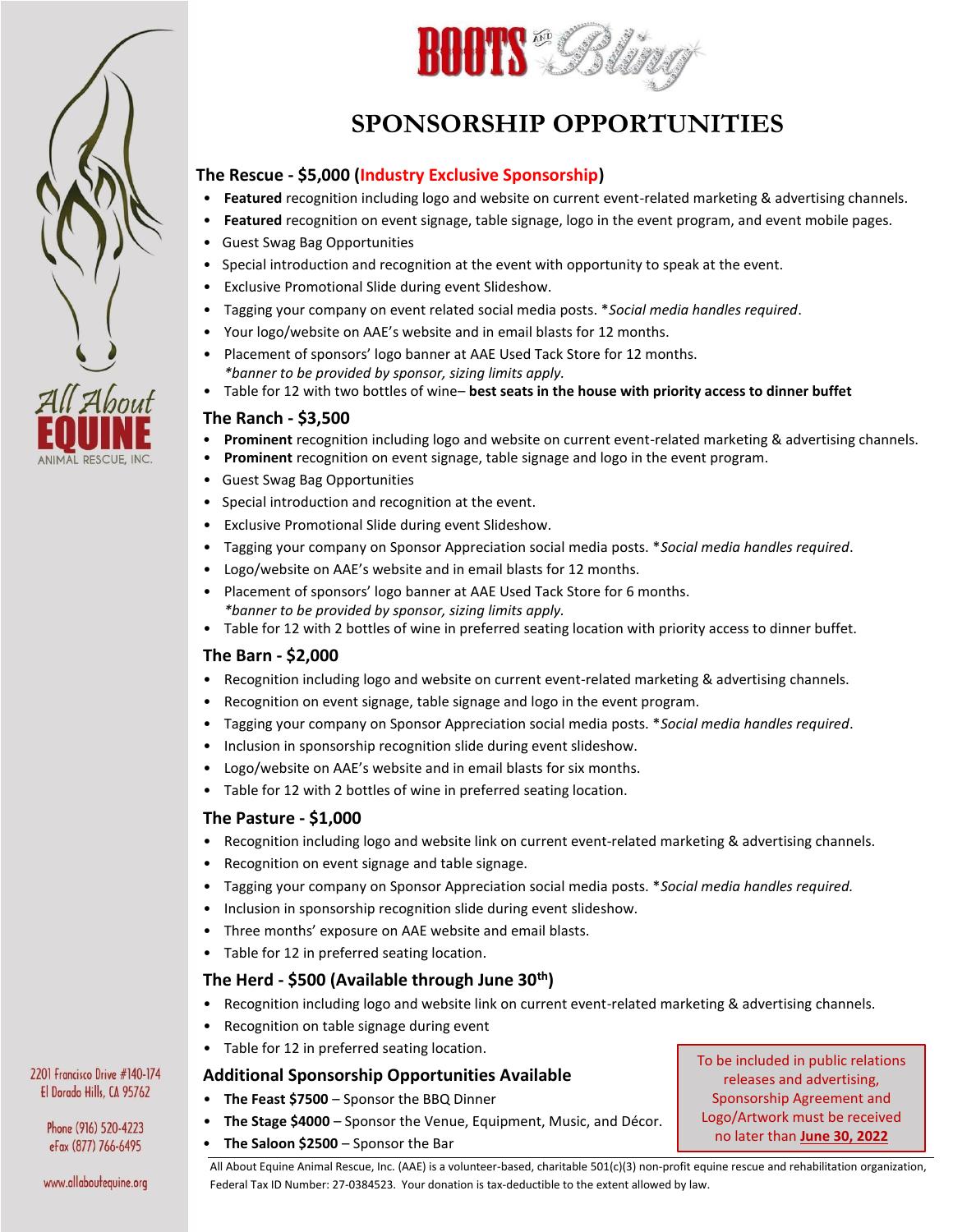BOOTS AND Bling

# SPONSORSHIP OPPORTUNITIES

### The Rescue - $5,000 (Industry Exclusive Sponsorship)

- **Featured** recognition including logo and website on current event-related marketing & advertising channels.
- **Featured** recognition on event signage, table signage, logo in the event program, and event mobile pages.
- Guest Swag Bag Opportunities
- Special introduction and recognition at the event with opportunity to speak at the event.
- Exclusive Promotional Slide during event Slideshow.
- Tagging your company on event related social media posts. **Social media handles required*.
- Your logo/website on AAE's website and in email blasts for 12 months.
- Placement of sponsors' logo banner at AAE Used Tack Store for 12 months.
  **banner to be provided by sponsor, sizing limits apply.*
- Table for 12 with two bottles of wine– **best seats in the house with priority access to dinner buffet**

### The Ranch - $3,500

- **Prominent** recognition including logo and website on current event-related marketing & advertising channels.
- **Prominent** recognition on event signage, table signage and logo in the event program.
- Guest Swag Bag Opportunities
- Special introduction and recognition at the event.
- Exclusive Promotional Slide during event Slideshow.
- Tagging your company on Sponsor Appreciation social media posts. **Social media handles required*.
- Logo/website on AAE's website and in email blasts for 12 months.
- Placement of sponsors' logo banner at AAE Used Tack Store for 6 months.
  **banner to be provided by sponsor, sizing limits apply.*
- Table for 12 with 2 bottles of wine in preferred seating location with priority access to dinner buffet.

### The Barn - $2,000

- Recognition including logo and website on current event-related marketing & advertising channels.
- Recognition on event signage, table signage and logo in the event program.
- Tagging your company on Sponsor Appreciation social media posts. **Social media handles required*.
- Inclusion in sponsorship recognition slide during event slideshow.
- Logo/website on AAE's website and in email blasts for six months.
- Table for 12 with 2 bottles of wine in preferred seating location.

### The Pasture - $1,000

- Recognition including logo and website link on current event-related marketing & advertising channels.
- Recognition on event signage and table signage.
- Tagging your company on Sponsor Appreciation social media posts. **Social media handles required.*
- Inclusion in sponsorship recognition slide during event slideshow.
- Three months' exposure on AAE website and email blasts.
- Table for 12 in preferred seating location.

### The Herd - $500 (Available through June 30th)

- Recognition including logo and website link on current event-related marketing & advertising channels.
- Recognition on table signage during event
- Table for 12 in preferred seating location.

### Additional Sponsorship Opportunities Available

- **The Feast $7500** – Sponsor the BBQ Dinner
- **The Stage $4000** – Sponsor the Venue, Equipment, Music, and Décor.
- **The Saloon $2500** – Sponsor the Bar

To be included in public relations releases and advertising, Sponsorship Agreement and Logo/Artwork must be received no later than **June 30, 2022**

All About Equine Animal Rescue, Inc. (AAE) is a volunteer-based, charitable 501(c)(3) non-profit equine rescue and rehabilitation organization, Federal Tax ID Number: 27-0384523. Your donation is tax-deductible to the extent allowed by law.

All About EQUINE ANIMAL RESCUE, INC.

2201 Francisco Drive #140-174
El Dorado Hills, CA 95762

Phone (916) 520-4223
eFax (877) 766-6495

www.allaboutequine.org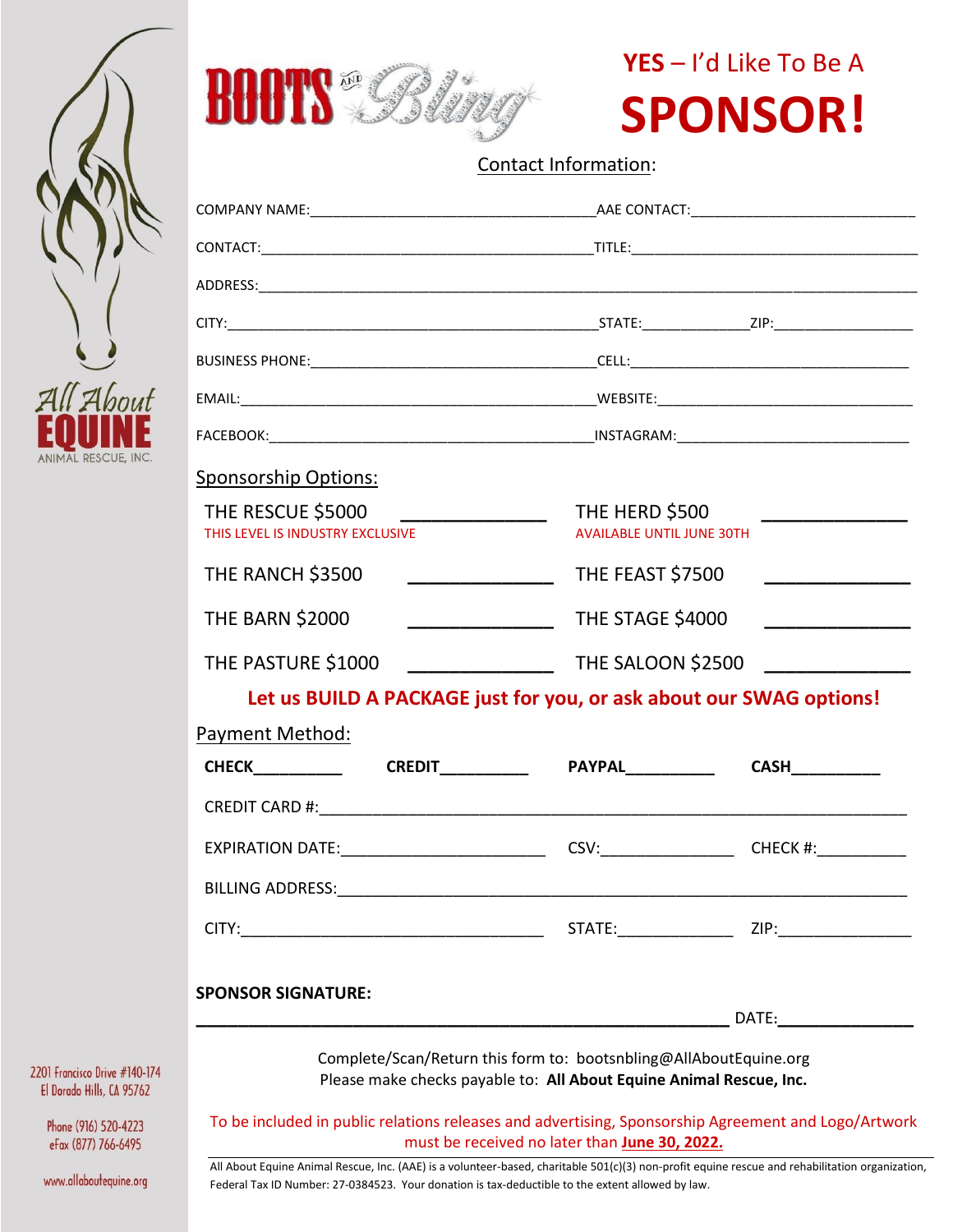BOOTS AND Bling

# YES – I'd Like To Be A SPONSOR!

Contact Information:

COMPANY NAME:_________________________________ AAE CONTACT:___________________________

CONTACT:_____________________________________ TITLE:__________________________________

ADDRESS:_____________________________________________________________________________

CITY:_______________________________________ STATE:_____________ ZIP:_________________

BUSINESS PHONE:______________________________ CELL:___________________________________

EMAIL:______________________________________ WEBSITE:________________________________

FACEBOOK:___________________________________ INSTAGRAM:______________________________

Sponsorship Options:

THE RESCUE $5000 ______________
THIS LEVEL IS INDUSTRY EXCLUSIVE

THE HERD $500 ______________
AVAILABLE UNTIL JUNE 30TH

THE RANCH $3500 ______________

THE FEAST $7500 ______________

THE BARN $2000 ______________

THE STAGE $4000 ______________

THE PASTURE $1000 ______________

THE SALOON $2500 ______________

**Let us BUILD A PACKAGE just for you, or ask about our SWAG options!**

Payment Method:

**CHECK**__________ **CREDIT**__________ **PAYPAL**__________ **CASH**__________

CREDIT CARD #:_______________________________________________________________

EXPIRATION DATE:______________________ CSV:_______________ CHECK #:__________

BILLING ADDRESS:_____________________________________________________________

CITY:_________________________________ STATE:_____________ ZIP:_______________

**SPONSOR SIGNATURE:**

_____________________________________________________________ DATE:_______________

Complete/Scan/Return this form to: bootsnbling@AllAboutEquine.org
Please make checks payable to: **All About Equine Animal Rescue, Inc.**

To be included in public relations releases and advertising, Sponsorship Agreement and Logo/Artwork must be received no later than **June 30, 2022.**

All About Equine Animal Rescue, Inc. (AAE) is a volunteer-based, charitable 501(c)(3) non-profit equine rescue and rehabilitation organization, Federal Tax ID Number: 27-0384523. Your donation is tax-deductible to the extent allowed by law.

All About EQUINE ANIMAL RESCUE, INC.

2201 Francisco Drive #140-174
El Dorado Hills, CA 95762

Phone (916) 520-4223
eFax (877) 766-6495

www.allaboutequine.org